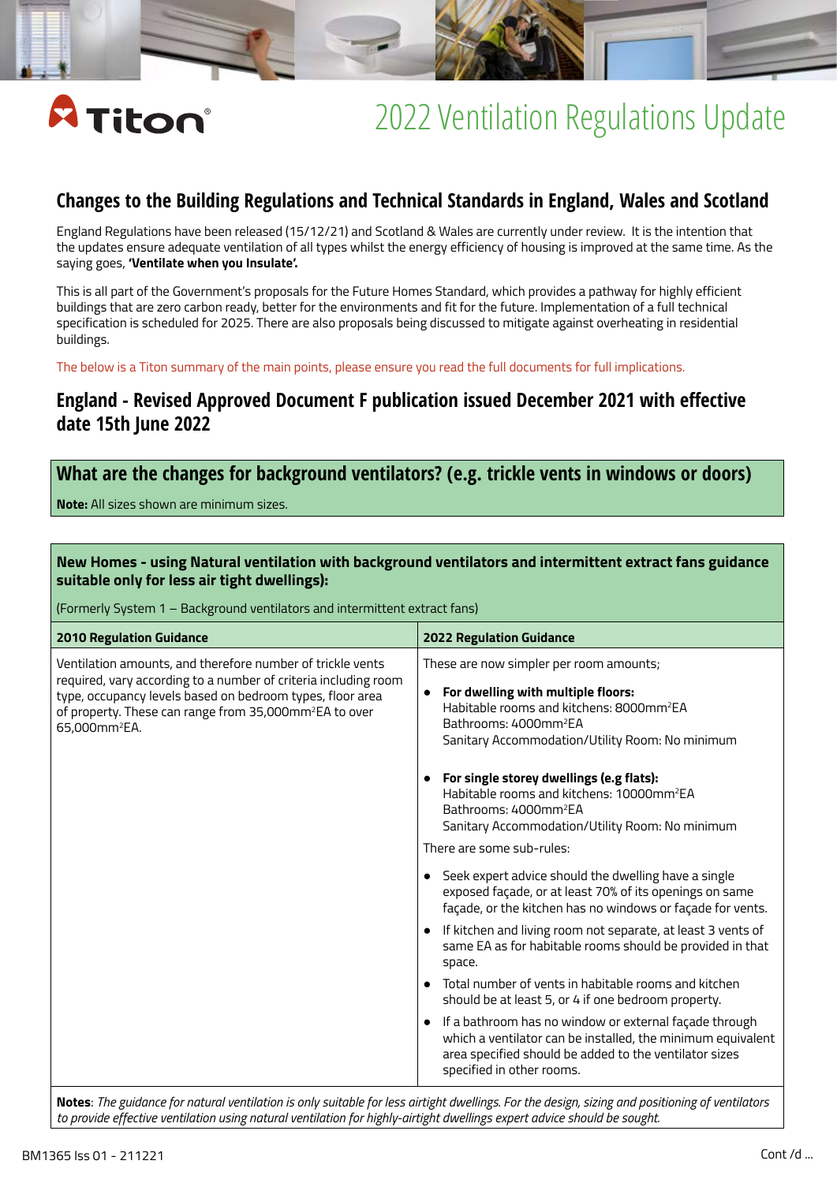# 2022 Ventilation Regulations Update

## Changes to the Building Regulations and Technical Standards in England, Wales and Scotland

England Regulations have been released (15/12/21) and Scotland & Wales are currently under review. It is the intention that the updates ensure adequate ventilation of all types whilst the energy efficiency of housing is improved at the same time. As the saying goes, **'Ventilate when you Insulate'.**

This is all part of the Government's proposals for the Future Homes Standard, which provides a pathway for highly efficient buildings that are zero carbon ready, better for the environments and fit for the future. Implementation of a full technical specification is scheduled for 2025. There are also proposals being discussed to mitigate against overheating in residential buildings.

The below is a Titon summary of the main points, please ensure you read the full documents for full implications.

## England - Revised Approved Document F publication issued December 2021 with effective date 15th June 2022

### What are the changes for background ventilators? (e.g. trickle vents in windows or doors)

**Note:** All sizes shown are minimum sizes.

**New Homes - using Natural ventilation with background ventilators and intermittent extract fans guidance suitable only for less air tight dwellings):**

(Formerly System 1 – Background ventilators and intermittent extract fans)

| 2010 Regulation Guidance | 2022 Regulation Guidance |
|---|---|
| Ventilation amounts, and therefore number of trickle vents required, vary according to a number of criteria including room type, occupancy levels based on bedroom types, floor area of property. These can range from 35,000mm²EA to over 65,000mm²EA. | These are now simpler per room amounts;<br>• **For dwelling with multiple floors:** Habitable rooms and kitchens: 8000mm²EA; Bathrooms: 4000mm²EA; Sanitary Accommodation/Utility Room: No minimum<br>• **For single storey dwellings (e.g flats):** Habitable rooms and kitchens: 10000mm²EA; Bathrooms: 4000mm²EA; Sanitary Accommodation/Utility Room: No minimum<br>There are some sub-rules:<br>• Seek expert advice should the dwelling have a single exposed façade, or at least 70% of its openings on same façade, or the kitchen has no windows or façade for vents.<br>• If kitchen and living room not separate, at least 3 vents of same EA as for habitable rooms should be provided in that space.<br>• Total number of vents in habitable rooms and kitchen should be at least 5, or 4 if one bedroom property.<br>• If a bathroom has no window or external façade through which a ventilator can be installed, the minimum equivalent area specified should be added to the ventilator sizes specified in other rooms. |

**Notes**: *The guidance for natural ventilation is only suitable for less airtight dwellings. For the design, sizing and positioning of ventilators to provide effective ventilation using natural ventilation for highly-airtight dwellings expert advice should be sought.*

BM1365 Iss 01 - 211221

Cont /d ...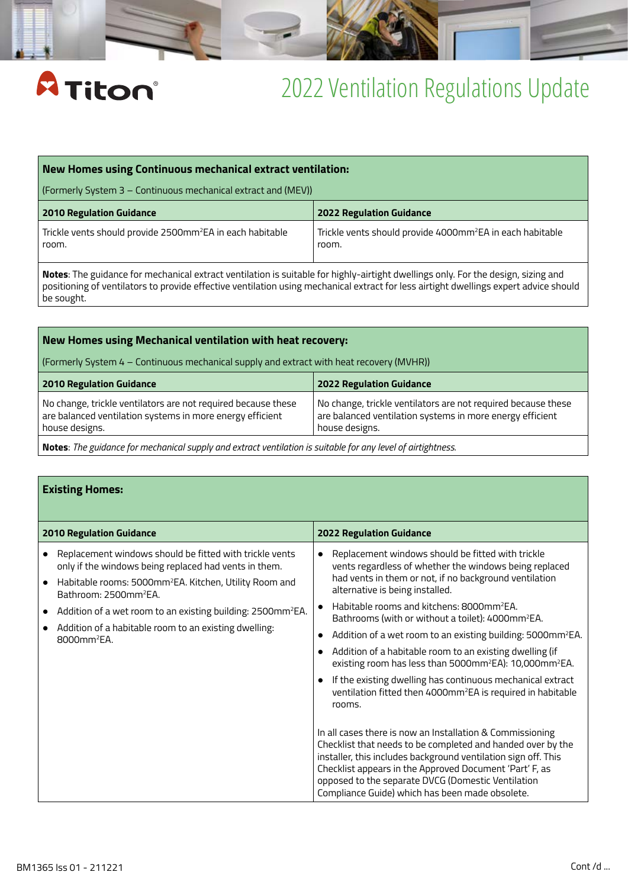# 2022 Ventilation Regulations Update

| **New Homes using Continuous mechanical extract ventilation:** (Formerly System 3 – Continuous mechanical extract and (MEV)) | |
|---|---|
| **2010 Regulation Guidance** | **2022 Regulation Guidance** |
| Trickle vents should provide 2500mm²EA in each habitable room. | Trickle vents should provide 4000mm²EA in each habitable room. |
| **Notes**: The guidance for mechanical extract ventilation is suitable for highly-airtight dwellings only. For the design, sizing and positioning of ventilators to provide effective ventilation using mechanical extract for less airtight dwellings expert advice should be sought. | |

| **New Homes using Mechanical ventilation with heat recovery:** (Formerly System 4 – Continuous mechanical supply and extract with heat recovery (MVHR)) | |
|---|---|
| **2010 Regulation Guidance** | **2022 Regulation Guidance** |
| No change, trickle ventilators are not required because these are balanced ventilation systems in more energy efficient house designs. | No change, trickle ventilators are not required because these are balanced ventilation systems in more energy efficient house designs. |
| **Notes**: *The guidance for mechanical supply and extract ventilation is suitable for any level of airtightness.* | |

| **Existing Homes:** | |
|---|---|
| **2010 Regulation Guidance** | **2022 Regulation Guidance** |
| • Replacement windows should be fitted with trickle vents only if the windows being replaced had vents in them.<br>• Habitable rooms: 5000mm²EA. Kitchen, Utility Room and Bathroom: 2500mm²EA.<br>• Addition of a wet room to an existing building: 2500mm²EA.<br>• Addition of a habitable room to an existing dwelling: 8000mm²EA. | • Replacement windows should be fitted with trickle vents regardless of whether the windows being replaced had vents in them or not, if no background ventilation alternative is being installed.<br>• Habitable rooms and kitchens: 8000mm²EA. Bathrooms (with or without a toilet): 4000mm²EA.<br>• Addition of a wet room to an existing building: 5000mm²EA.<br>• Addition of a habitable room to an existing dwelling (if existing room has less than 5000mm²EA): 10,000mm²EA.<br>• If the existing dwelling has continuous mechanical extract ventilation fitted then 4000mm²EA is required in habitable rooms.<br><br>In all cases there is now an Installation & Commissioning Checklist that needs to be completed and handed over by the installer, this includes background ventilation sign off. This Checklist appears in the Approved Document 'Part' F, as opposed to the separate DVCG (Domestic Ventilation Compliance Guide) which has been made obsolete. |

BM1365 Iss 01 - 211221

Cont /d ...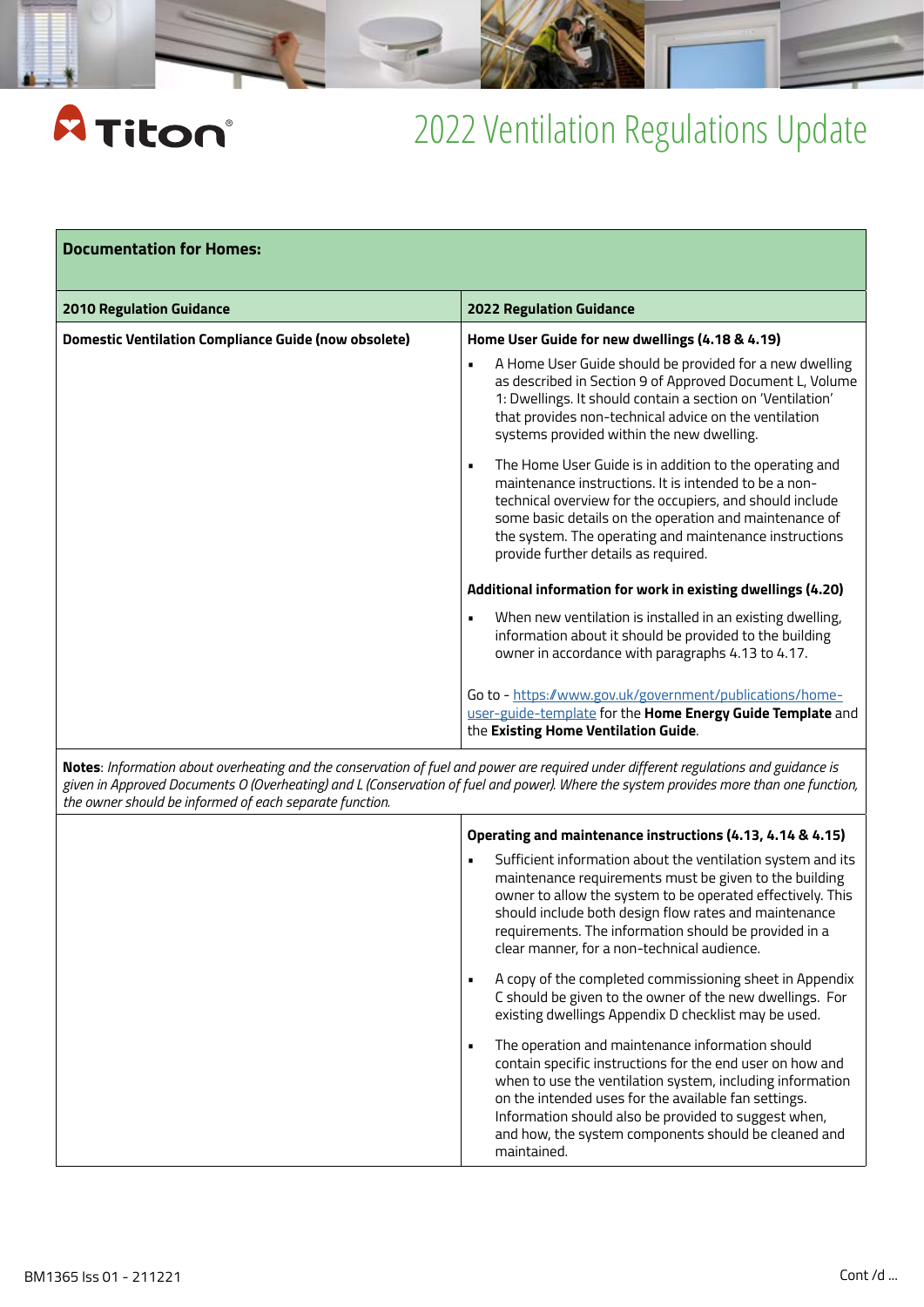# 2022 Ventilation Regulations Update

| Documentation for Homes: | |
|---|---|
| **2010 Regulation Guidance** | **2022 Regulation Guidance** |
| **Domestic Ventilation Compliance Guide (now obsolete)** | **Home User Guide for new dwellings (4.18 & 4.19)**<br>• A Home User Guide should be provided for a new dwelling as described in Section 9 of Approved Document L, Volume 1: Dwellings. It should contain a section on 'Ventilation' that provides non-technical advice on the ventilation systems provided within the new dwelling.<br>• The Home User Guide is in addition to the operating and maintenance instructions. It is intended to be a non-technical overview for the occupiers, and should include some basic details on the operation and maintenance of the system. The operating and maintenance instructions provide further details as required.<br>**Additional information for work in existing dwellings (4.20)**<br>• When new ventilation is installed in an existing dwelling, information about it should be provided to the building owner in accordance with paragraphs 4.13 to 4.17.<br>Go to - https://www.gov.uk/government/publications/home-user-guide-template for the **Home Energy Guide Template** and the **Existing Home Ventilation Guide**. |
| **Notes**: *Information about overheating and the conservation of fuel and power are required under different regulations and guidance is given in Approved Documents O (Overheating) and L (Conservation of fuel and power). Where the system provides more than one function, the owner should be informed of each separate function.* | |
| | **Operating and maintenance instructions (4.13, 4.14 & 4.15)**<br>• Sufficient information about the ventilation system and its maintenance requirements must be given to the building owner to allow the system to be operated effectively. This should include both design flow rates and maintenance requirements. The information should be provided in a clear manner, for a non-technical audience.<br>• A copy of the completed commissioning sheet in Appendix C should be given to the owner of the new dwellings. For existing dwellings Appendix D checklist may be used.<br>• The operation and maintenance information should contain specific instructions for the end user on how and when to use the ventilation system, including information on the intended uses for the available fan settings. Information should also be provided to suggest when, and how, the system components should be cleaned and maintained. |

BM1365 Iss 01 - 211221

Cont /d ...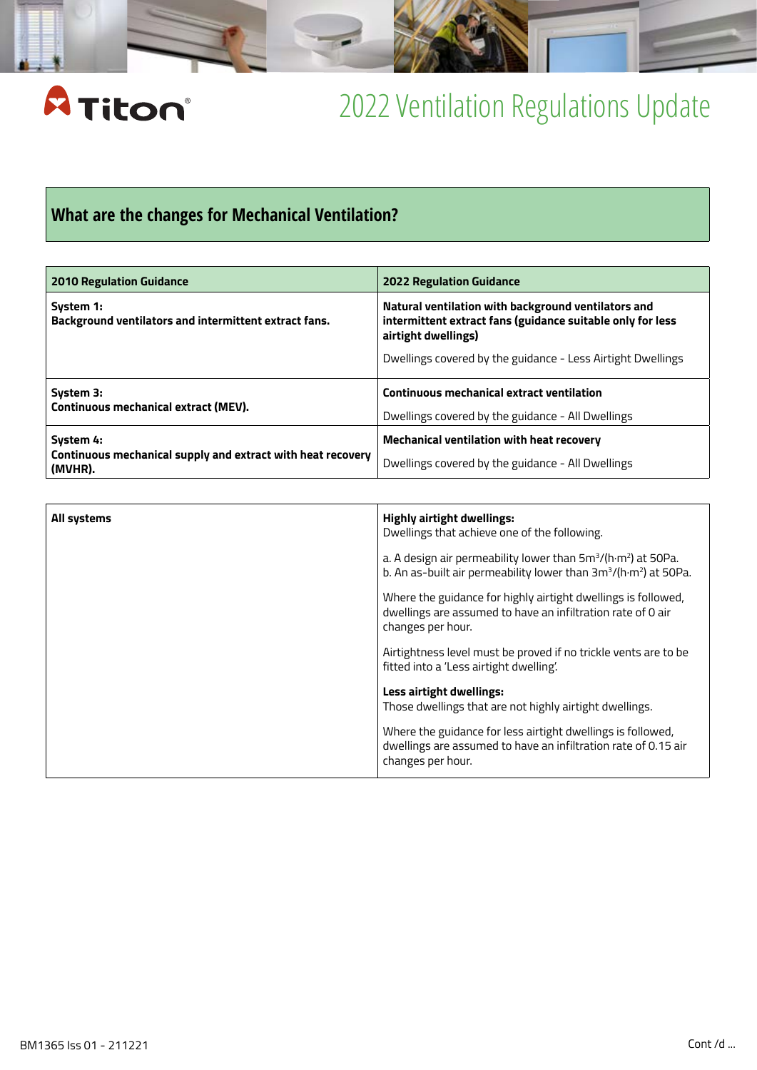# 2022 Ventilation Regulations Update

## What are the changes for Mechanical Ventilation?

| 2010 Regulation Guidance | 2022 Regulation Guidance |
|---|---|
| **System 1:** **Background ventilators and intermittent extract fans.** | **Natural ventilation with background ventilators and intermittent extract fans (guidance suitable only for less airtight dwellings)** Dwellings covered by the guidance - Less Airtight Dwellings |
| **System 3:** **Continuous mechanical extract (MEV).** | **Continuous mechanical extract ventilation** Dwellings covered by the guidance - All Dwellings |
| **System 4:** **Continuous mechanical supply and extract with heat recovery (MVHR).** | **Mechanical ventilation with heat recovery** Dwellings covered by the guidance - All Dwellings |

| | |
|---|---|
| **All systems** | **Highly airtight dwellings:** Dwellings that achieve one of the following. a. A design air permeability lower than $5m^3/(h{\cdot}m^2)$ at 50Pa. b. An as-built air permeability lower than $3m^3/(h{\cdot}m^2)$ at 50Pa. Where the guidance for highly airtight dwellings is followed, dwellings are assumed to have an infiltration rate of 0 air changes per hour. Airtightness level must be proved if no trickle vents are to be fitted into a 'Less airtight dwelling'. **Less airtight dwellings:** Those dwellings that are not highly airtight dwellings. Where the guidance for less airtight dwellings is followed, dwellings are assumed to have an infiltration rate of 0.15 air changes per hour. |

BM1365 Iss 01 - 211221

Cont /d ...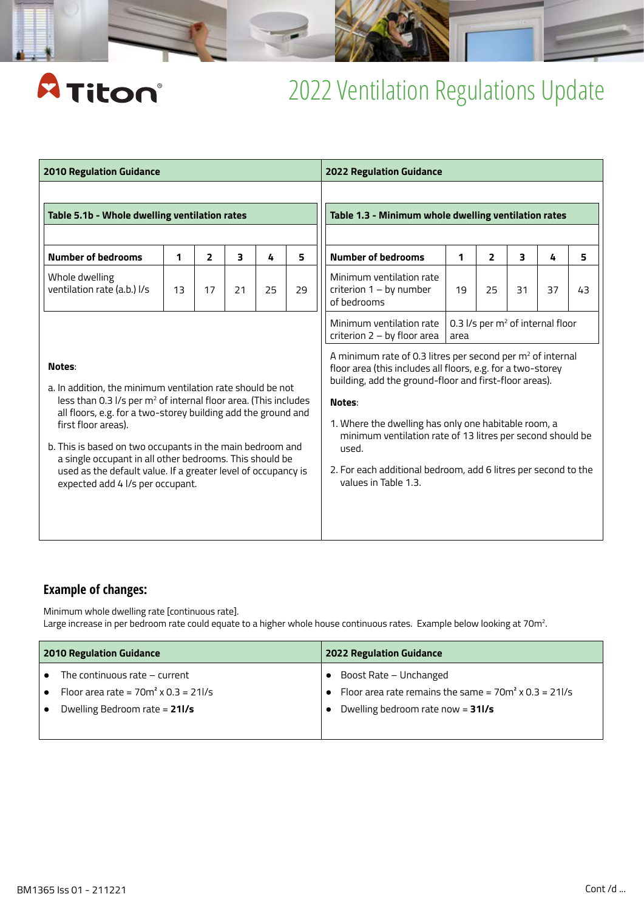# 2022 Ventilation Regulations Update

| 2010 Regulation Guidance | 2022 Regulation Guidance |
|---|---|

**2010 Regulation Guidance**

**Table 5.1b - Whole dwelling ventilation rates**

| Number of bedrooms | 1 | 2 | 3 | 4 | 5 |
|---|---|---|---|---|---|
| Whole dwelling ventilation rate (a.b.) l/s | 13 | 17 | 21 | 25 | 29 |

**Notes**:

a. In addition, the minimum ventilation rate should be not less than 0.3 l/s per m² of internal floor area. (This includes all floors, e.g. for a two-storey building add the ground and first floor areas).

b. This is based on two occupants in the main bedroom and a single occupant in all other bedrooms. This should be used as the default value. If a greater level of occupancy is expected add 4 l/s per occupant.

**2022 Regulation Guidance**

**Table 1.3 - Minimum whole dwelling ventilation rates**

| Number of bedrooms | 1 | 2 | 3 | 4 | 5 |
|---|---|---|---|---|---|
| Minimum ventilation rate criterion 1 – by number of bedrooms | 19 | 25 | 31 | 37 | 43 |
| Minimum ventilation rate criterion 2 – by floor area | 0.3 l/s per m² of internal floor area | | | | |

A minimum rate of 0.3 litres per second per m² of internal floor area (this includes all floors, e.g. for a two-storey building, add the ground-floor and first-floor areas).

**Notes**:

1. Where the dwelling has only one habitable room, a minimum ventilation rate of 13 litres per second should be used.
2. For each additional bedroom, add 6 litres per second to the values in Table 1.3.

## Example of changes:

Minimum whole dwelling rate [continuous rate].
Large increase in per bedroom rate could equate to a higher whole house continuous rates. Example below looking at 70m².

| 2010 Regulation Guidance | 2022 Regulation Guidance |
|---|---|
| • The continuous rate – current | • Boost Rate – Unchanged |
| • Floor area rate = 70m² x 0.3 = 21l/s | • Floor area rate remains the same = 70m² x 0.3 = 21l/s |
| • Dwelling Bedroom rate = **21l/s** | • Dwelling bedroom rate now = **31l/s** |

BM1365 Iss 01 - 211221

Cont /d ...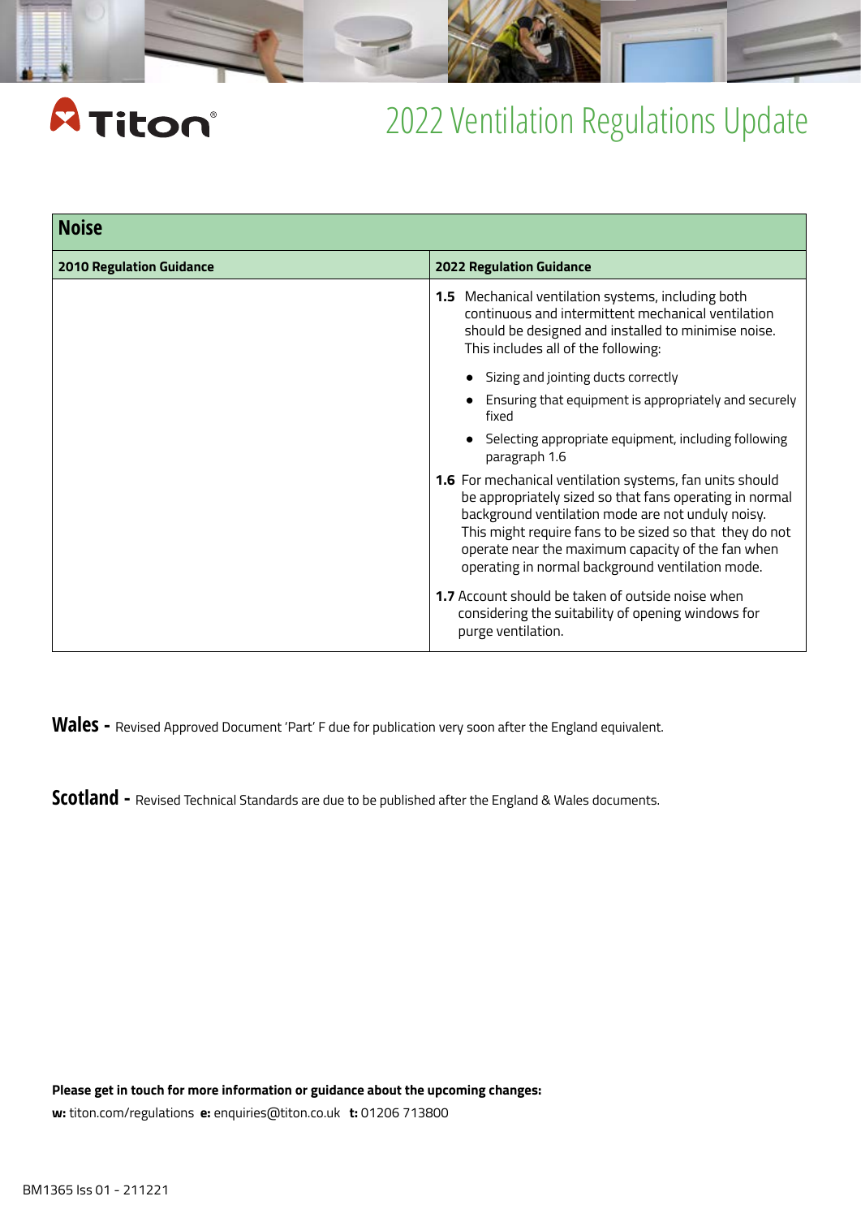# 2022 Ventilation Regulations Update

## Noise

| 2010 Regulation Guidance | 2022 Regulation Guidance |
|---|---|
| | **1.5** Mechanical ventilation systems, including both continuous and intermittent mechanical ventilation should be designed and installed to minimise noise. This includes all of the following:<br>• Sizing and jointing ducts correctly<br>• Ensuring that equipment is appropriately and securely fixed<br>• Selecting appropriate equipment, including following paragraph 1.6<br><br>**1.6** For mechanical ventilation systems, fan units should be appropriately sized so that fans operating in normal background ventilation mode are not unduly noisy. This might require fans to be sized so that they do not operate near the maximum capacity of the fan when operating in normal background ventilation mode.<br><br>**1.7** Account should be taken of outside noise when considering the suitability of opening windows for purge ventilation. |

**Wales -** Revised Approved Document 'Part' F due for publication very soon after the England equivalent.

**Scotland -** Revised Technical Standards are due to be published after the England & Wales documents.

**Please get in touch for more information or guidance about the upcoming changes:**

**w:** titon.com/regulations **e:** enquiries@titon.co.uk **t:** 01206 713800

BM1365 Iss 01 - 211221